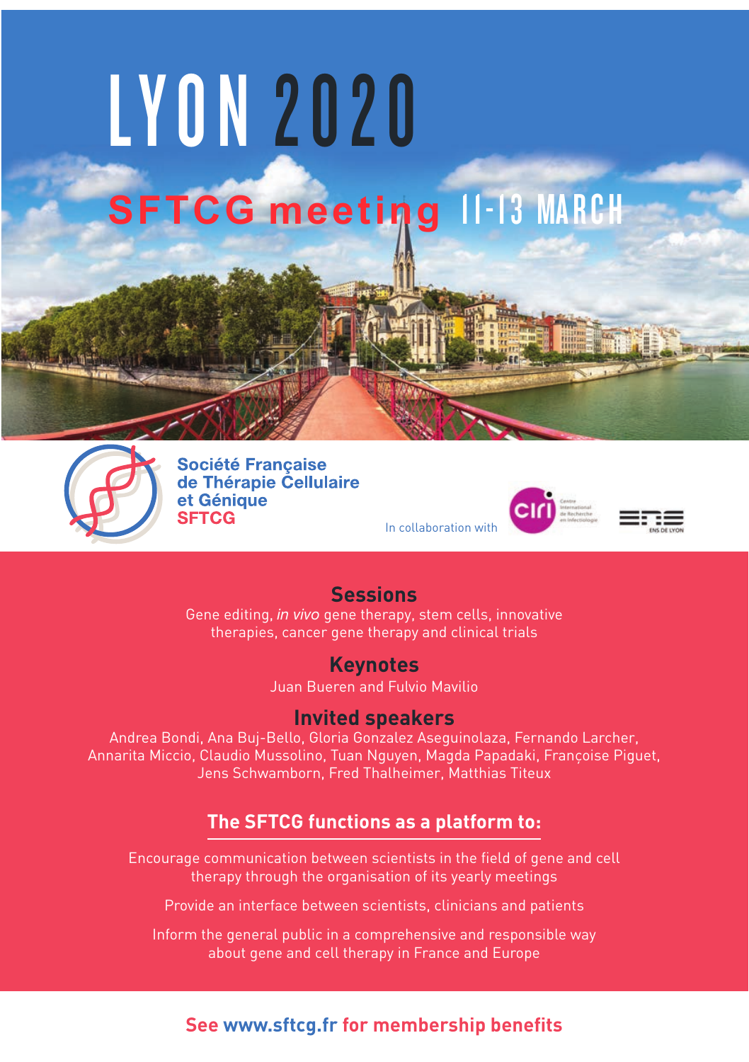# LYON 2020

## SFTCG meeting 11-13 MARCH

**Société Française de Thérapie Cellulaire et Génique**
**SFTCG**

In collaboration with CIRI (Centre International de Recherche en Infectiologie), ENS DE LYON

### Sessions

Gene editing, *in vivo* gene therapy, stem cells, innovative therapies, cancer gene therapy and clinical trials

### Keynotes

Juan Bueren and Fulvio Mavilio

### Invited speakers

Andrea Bondi, Ana Buj-Bello, Gloria Gonzalez Aseguinolaza, Fernando Larcher, Annarita Miccio, Claudio Mussolino, Tuan Nguyen, Magda Papadaki, Françoise Piguet, Jens Schwamborn, Fred Thalheimer, Matthias Titeux

### The SFTCG functions as a platform to:

Encourage communication between scientists in the field of gene and cell therapy through the organisation of its yearly meetings

Provide an interface between scientists, clinicians and patients

Inform the general public in a comprehensive and responsible way about gene and cell therapy in France and Europe

**See www.sftcg.fr for membership benefits**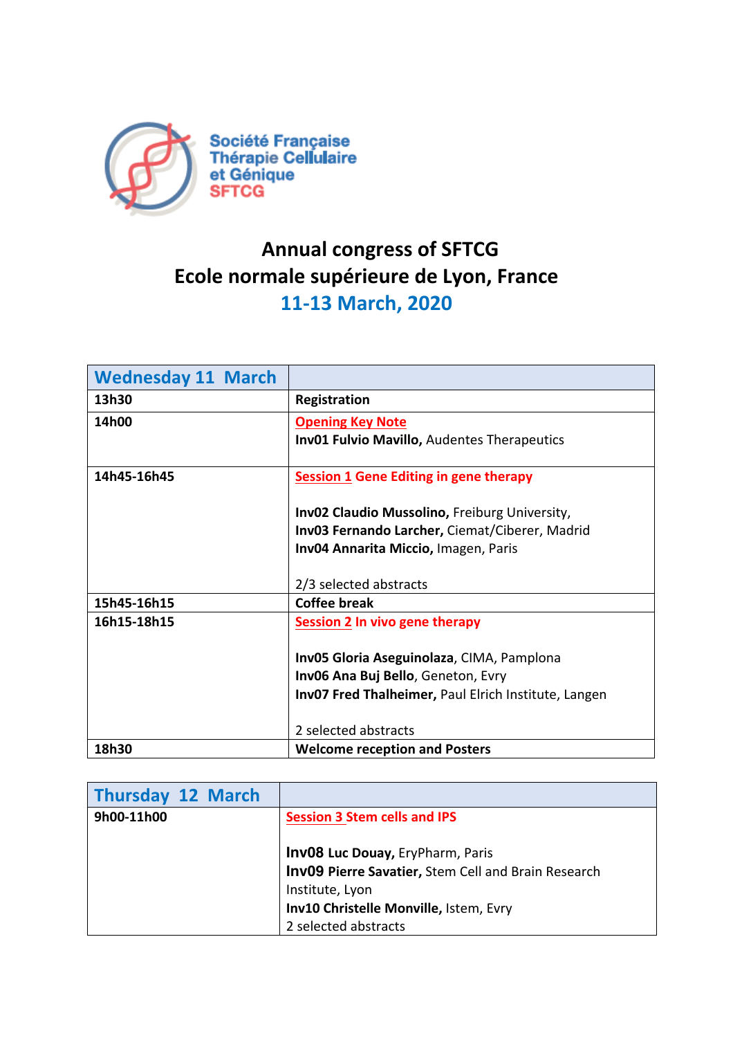Société Française
Thérapie Cellulaire
et Génique
SFTCG

# Annual congress of SFTCG
# Ecole normale supérieure de Lyon, France
## 11-13 March, 2020

| Wednesday 11 March | |
|---|---|
| **13h30** | **Registration** |
| **14h00** | **Opening Key Note**<br>**Inv01 Fulvio Mavillo,** Audentes Therapeutics |
| **14h45-16h45** | **Session 1 Gene Editing in gene therapy**<br><br>**Inv02 Claudio Mussolino,** Freiburg University,<br>**Inv03 Fernando Larcher,** Ciemat/Ciberer, Madrid<br>**Inv04 Annarita Miccio,** Imagen, Paris<br><br>2/3 selected abstracts |
| **15h45-16h15** | **Coffee break** |
| **16h15-18h15** | **Session 2 In vivo gene therapy**<br><br>**Inv05 Gloria Aseguinolaza**, CIMA, Pamplona<br>**Inv06 Ana Buj Bello**, Geneton, Evry<br>**Inv07 Fred Thalheimer,** Paul Elrich Institute, Langen<br><br>2 selected abstracts |
| **18h30** | **Welcome reception and Posters** |

| Thursday 12 March | |
|---|---|
| **9h00-11h00** | **Session 3 Stem cells and IPS**<br><br>**Inv08 Luc Douay,** EryPharm, Paris<br>**Inv09 Pierre Savatier,** Stem Cell and Brain Research Institute, Lyon<br>**Inv10 Christelle Monville,** Istem, Evry<br>2 selected abstracts |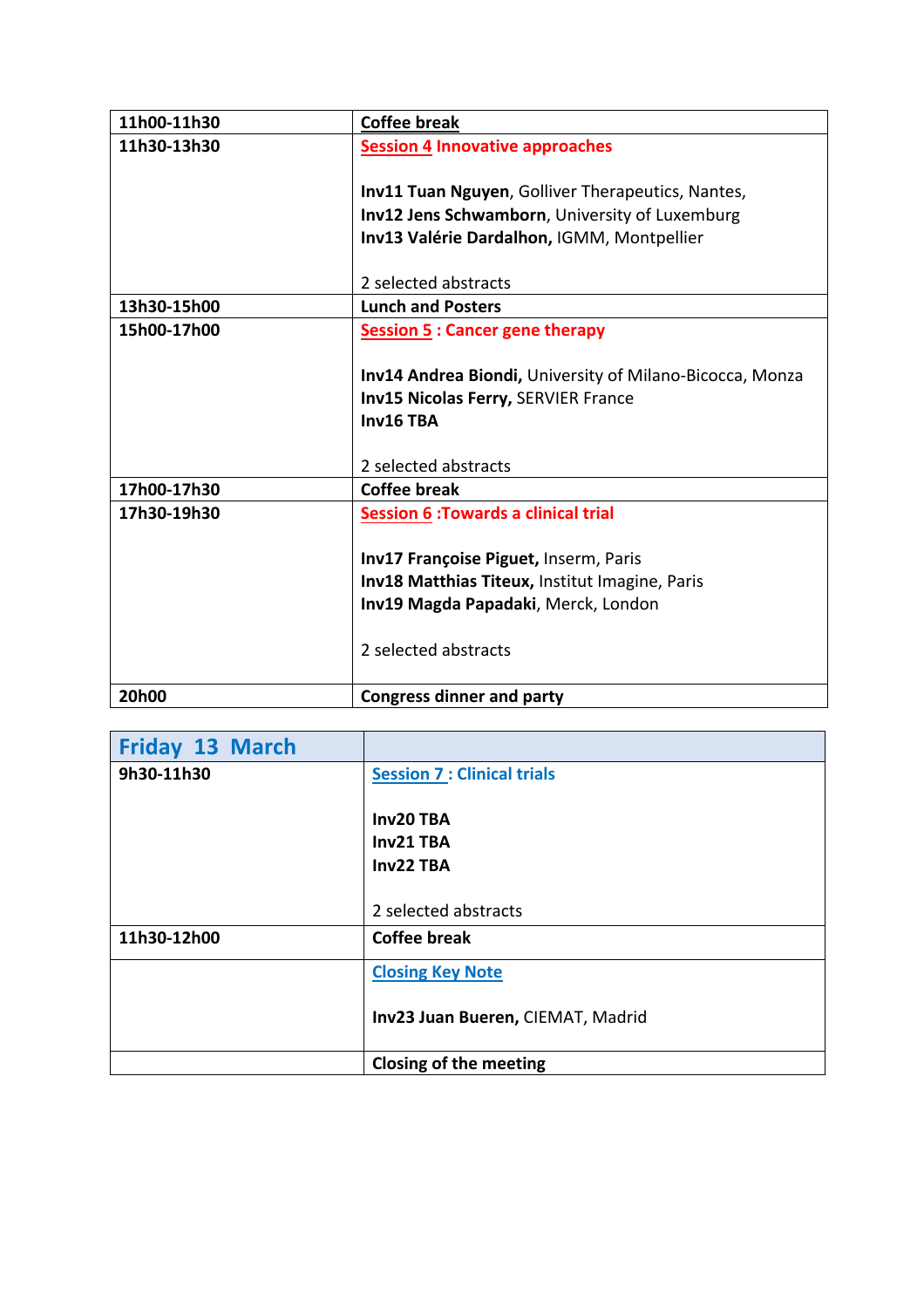| | |
|---|---|
| **11h00-11h30** | **Coffee break** |
| **11h30-13h30** | **Session 4 Innovative approaches**<br><br>**Inv11 Tuan Nguyen**, Golliver Therapeutics, Nantes,<br>**Inv12 Jens Schwamborn**, University of Luxemburg<br>**Inv13 Valérie Dardalhon,** IGMM, Montpellier<br><br>2 selected abstracts |
| **13h30-15h00** | **Lunch and Posters** |
| **15h00-17h00** | **Session 5 : Cancer gene therapy**<br><br>**Inv14 Andrea Biondi,** University of Milano-Bicocca, Monza<br>**Inv15 Nicolas Ferry,** SERVIER France<br>**Inv16 TBA**<br><br>2 selected abstracts |
| **17h00-17h30** | **Coffee break** |
| **17h30-19h30** | **Session 6 :Towards a clinical trial**<br><br>**Inv17 Françoise Piguet,** Inserm, Paris<br>**Inv18 Matthias Titeux,** Institut Imagine, Paris<br>**Inv19 Magda Papadaki**, Merck, London<br><br>2 selected abstracts |
| **20h00** | **Congress dinner and party** |

| **Friday 13 March** | |
|---|---|
| **9h30-11h30** | **Session 7 : Clinical trials**<br><br>**Inv20 TBA**<br>**Inv21 TBA**<br>**Inv22 TBA**<br><br>2 selected abstracts |
| **11h30-12h00** | **Coffee break** |
| | **Closing Key Note**<br><br>**Inv23 Juan Bueren,** CIEMAT, Madrid |
| | **Closing of the meeting** |